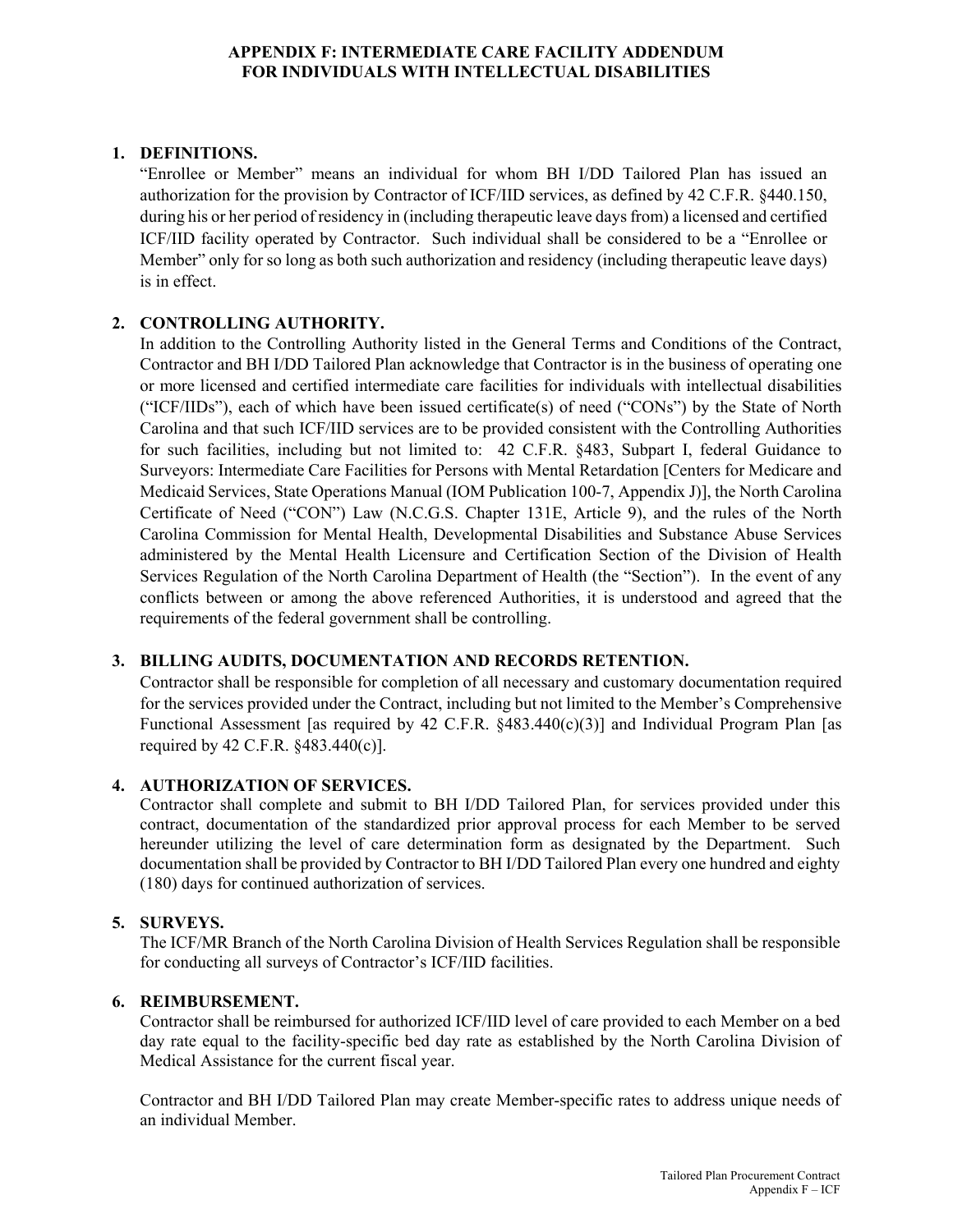# APPENDIX F: INTERMEDIATE CARE FACILITY ADDENDUM FOR INDIVIDUALS WITH INTELLECTUAL DISABILITIES

## 1. DEFINITIONS.

"Enrollee or Member" means an individual for whom BH I/DD Tailored Plan has issued an authorization for the provision by Contractor of ICF/IID services, as defined by 42 C.F.R. §440.150, during his or her period of residency in (including therapeutic leave days from) a licensed and certified ICF/IID facility operated by Contractor. Such individual shall be considered to be a "Enrollee or Member" only for so long as both such authorization and residency (including therapeutic leave days) is in effect.

## 2. CONTROLLING AUTHORITY.

In addition to the Controlling Authority listed in the General Terms and Conditions of the Contract, Contractor and BH I/DD Tailored Plan acknowledge that Contractor is in the business of operating one or more licensed and certified intermediate care facilities for individuals with intellectual disabilities ("ICF/IIDs"), each of which have been issued certificate(s) of need ("CONs") by the State of North Carolina and that such ICF/IID services are to be provided consistent with the Controlling Authorities for such facilities, including but not limited to: 42 C.F.R. §483, Subpart I, federal Guidance to Surveyors: Intermediate Care Facilities for Persons with Mental Retardation [Centers for Medicare and Medicaid Services, State Operations Manual (IOM Publication 100-7, Appendix J)], the North Carolina Certificate of Need ("CON") Law (N.C.G.S. Chapter 131E, Article 9), and the rules of the North Carolina Commission for Mental Health, Developmental Disabilities and Substance Abuse Services administered by the Mental Health Licensure and Certification Section of the Division of Health Services Regulation of the North Carolina Department of Health (the "Section"). In the event of any conflicts between or among the above referenced Authorities, it is understood and agreed that the requirements of the federal government shall be controlling.

## 3. BILLING AUDITS, DOCUMENTATION AND RECORDS RETENTION.

Contractor shall be responsible for completion of all necessary and customary documentation required for the services provided under the Contract, including but not limited to the Member's Comprehensive Functional Assessment [as required by 42 C.F.R. §483.440(c)(3)] and Individual Program Plan [as required by 42 C.F.R. §483.440(c)].

## 4. AUTHORIZATION OF SERVICES.

Contractor shall complete and submit to BH I/DD Tailored Plan, for services provided under this contract, documentation of the standardized prior approval process for each Member to be served hereunder utilizing the level of care determination form as designated by the Department. Such documentation shall be provided by Contractor to BH I/DD Tailored Plan every one hundred and eighty (180) days for continued authorization of services.

## 5. SURVEYS.

The ICF/MR Branch of the North Carolina Division of Health Services Regulation shall be responsible for conducting all surveys of Contractor's ICF/IID facilities.

## 6. REIMBURSEMENT.

Contractor shall be reimbursed for authorized ICF/IID level of care provided to each Member on a bed day rate equal to the facility-specific bed day rate as established by the North Carolina Division of Medical Assistance for the current fiscal year.

Contractor and BH I/DD Tailored Plan may create Member-specific rates to address unique needs of an individual Member.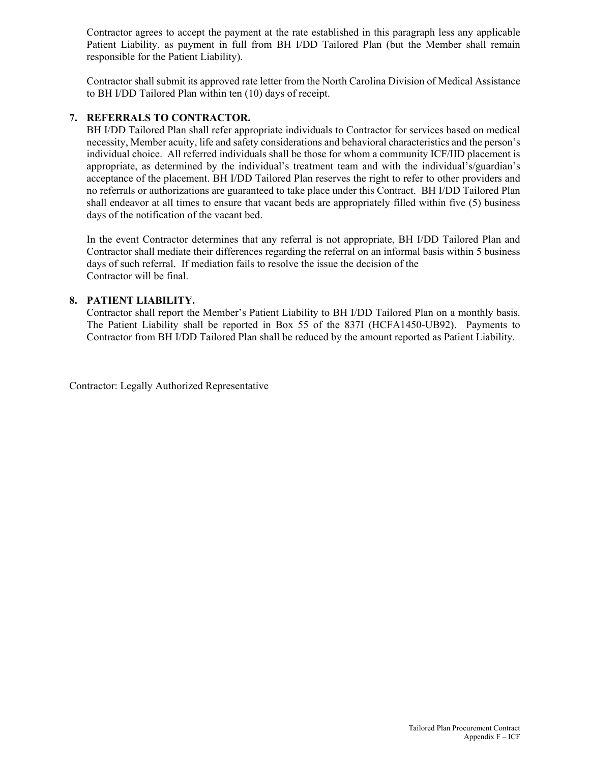Contractor agrees to accept the payment at the rate established in this paragraph less any applicable Patient Liability, as payment in full from BH I/DD Tailored Plan (but the Member shall remain responsible for the Patient Liability).

Contractor shall submit its approved rate letter from the North Carolina Division of Medical Assistance to BH I/DD Tailored Plan within ten (10) days of receipt.

**7. REFERRALS TO CONTRACTOR.**

BH I/DD Tailored Plan shall refer appropriate individuals to Contractor for services based on medical necessity, Member acuity, life and safety considerations and behavioral characteristics and the person's individual choice. All referred individuals shall be those for whom a community ICF/IID placement is appropriate, as determined by the individual's treatment team and with the individual's/guardian's acceptance of the placement. BH I/DD Tailored Plan reserves the right to refer to other providers and no referrals or authorizations are guaranteed to take place under this Contract. BH I/DD Tailored Plan shall endeavor at all times to ensure that vacant beds are appropriately filled within five (5) business days of the notification of the vacant bed.

In the event Contractor determines that any referral is not appropriate, BH I/DD Tailored Plan and Contractor shall mediate their differences regarding the referral on an informal basis within 5 business days of such referral. If mediation fails to resolve the issue the decision of the Contractor will be final.

**8. PATIENT LIABILITY.**

Contractor shall report the Member's Patient Liability to BH I/DD Tailored Plan on a monthly basis. The Patient Liability shall be reported in Box 55 of the 837I (HCFA1450-UB92). Payments to Contractor from BH I/DD Tailored Plan shall be reduced by the amount reported as Patient Liability.

Contractor: Legally Authorized Representative